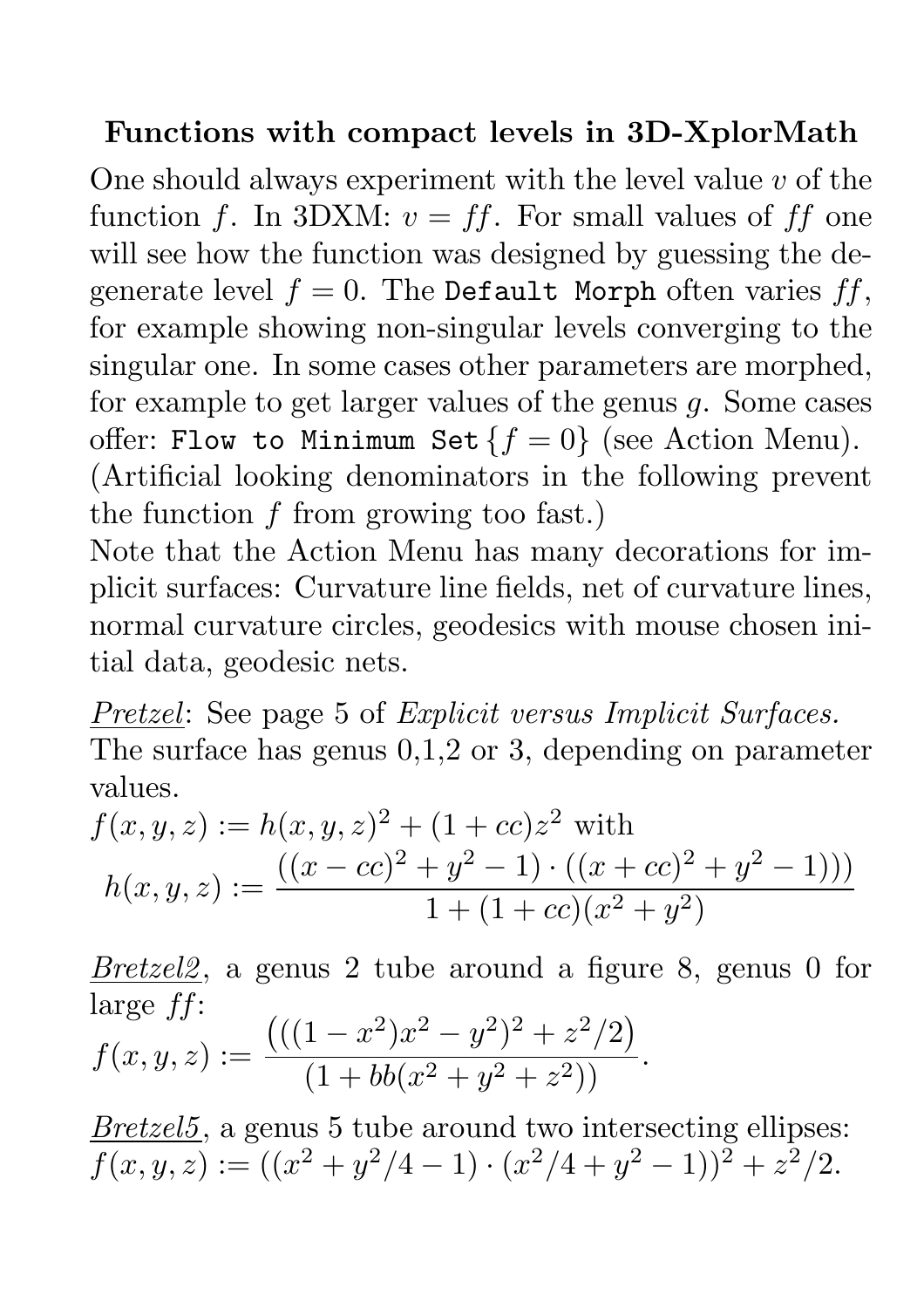# Functions with compact levels in 3D-XplorMath

One should always experiment with the level value $v$ of the function $f$. In 3DXM: $v = ff$. For small values of $ff$ one will see how the function was designed by guessing the degenerate level $f = 0$. The `Default Morph` often varies $ff$, for example showing non-singular levels converging to the singular one. In some cases other parameters are morphed, for example to get larger values of the genus $g$. Some cases offer: `Flow to Minimum Set` $\{f = 0\}$ (see Action Menu). (Artificial looking denominators in the following prevent the function $f$ from growing too fast.)

Note that the Action Menu has many decorations for implicit surfaces: Curvature line fields, net of curvature lines, normal curvature circles, geodesics with mouse chosen initial data, geodesic nets.

Pretzel: See page 5 of *Explicit versus Implicit Surfaces.* The surface has genus 0,1,2 or 3, depending on parameter values.

$f(x, y, z) := h(x, y, z)^2 + (1 + cc)z^2$ with

$$h(x, y, z) := \frac{((x - cc)^2 + y^2 - 1) \cdot ((x + cc)^2 + y^2 - 1)))}{1 + (1 + cc)(x^2 + y^2)}$$

Bretzel2, a genus 2 tube around a figure 8, genus 0 for large $ff$:

$$f(x, y, z) := \frac{\left(((1 - x^2)x^2 - y^2)^2 + z^2/2\right)}{(1 + bb(x^2 + y^2 + z^2))}.$$

Bretzel5, a genus 5 tube around two intersecting ellipses: $f(x, y, z) := ((x^2 + y^2/4 - 1) \cdot (x^2/4 + y^2 - 1))^2 + z^2/2.$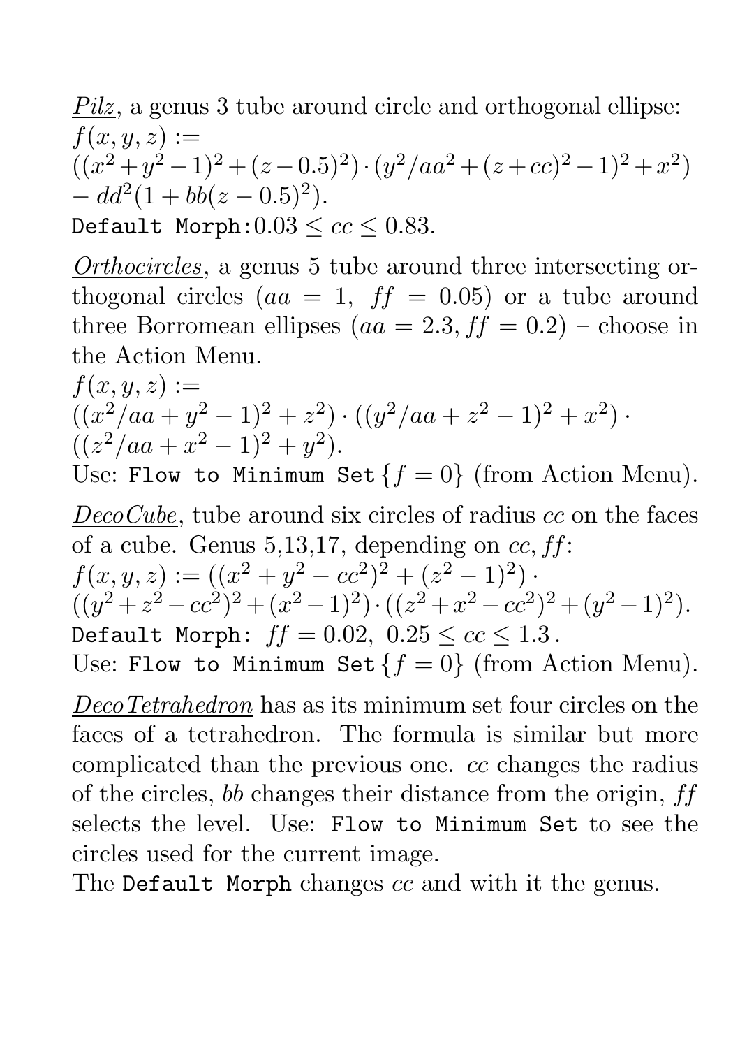*Pilz*, a genus 3 tube around circle and orthogonal ellipse:
$f(x, y, z) :=$
$((x^2+y^2-1)^2+(z-0.5)^2)\cdot(y^2/aa^2+(z+cc)^2-1)^2+x^2)$
$-\, dd^2(1 + bb(z - 0.5)^2)$.
`Default Morph:`$0.03 \leq cc \leq 0.83$.

*Orthocircles*, a genus 5 tube around three intersecting orthogonal circles ($aa = 1,\ ff = 0.05$) or a tube around three Borromean ellipses ($aa = 2.3, ff = 0.2$) – choose in the Action Menu.
$f(x, y, z) :=$
$((x^2/aa + y^2 - 1)^2 + z^2) \cdot ((y^2/aa + z^2 - 1)^2 + x^2) \cdot$
$((z^2/aa + x^2 - 1)^2 + y^2)$.
Use: `Flow to Minimum Set` $\{f = 0\}$ (from Action Menu).

*DecoCube*, tube around six circles of radius $cc$ on the faces of a cube. Genus 5,13,17, depending on $cc, ff$:
$f(x, y, z) := ((x^2 + y^2 - cc^2)^2 + (z^2 - 1)^2) \cdot$
$((y^2+z^2-cc^2)^2+(x^2-1)^2)\cdot((z^2+x^2-cc^2)^2+(y^2-1)^2)$.
`Default Morph:` $ff = 0.02,\ 0.25 \leq cc \leq 1.3$.
Use: `Flow to Minimum Set` $\{f = 0\}$ (from Action Menu).

*DecoTetrahedron* has as its minimum set four circles on the faces of a tetrahedron. The formula is similar but more complicated than the previous one. $cc$ changes the radius of the circles, $bb$ changes their distance from the origin, $ff$ selects the level. Use: `Flow to Minimum Set` to see the circles used for the current image.
The `Default Morph` changes $cc$ and with it the genus.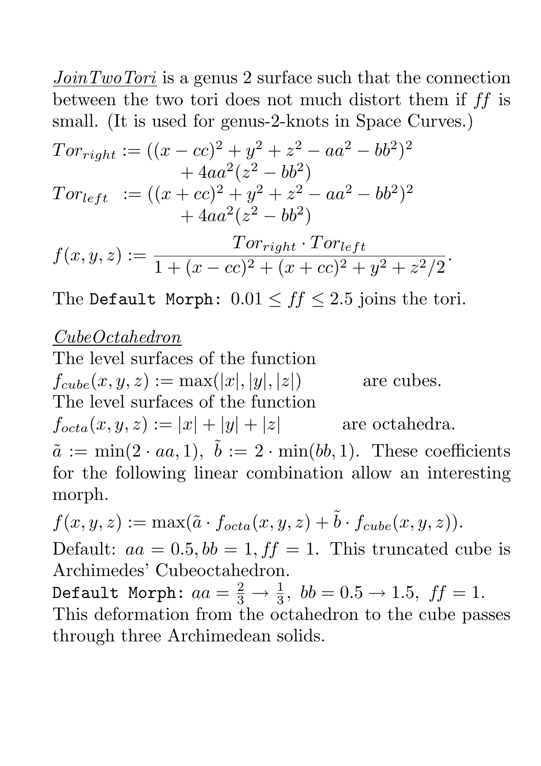<u>*JoinTwoTori*</u> is a genus 2 surface such that the connection between the two tori does not much distort them if $ff$ is small. (It is used for genus-2-knots in Space Curves.)

$$
\begin{aligned}
Tor_{right} &:= ((x-cc)^2 + y^2 + z^2 - aa^2 - bb^2)^2 \\
&\qquad + 4aa^2(z^2 - bb^2) \\
Tor_{left} &:= ((x+cc)^2 + y^2 + z^2 - aa^2 - bb^2)^2 \\
&\qquad + 4aa^2(z^2 - bb^2)
\end{aligned}
$$

$$
f(x,y,z) := \frac{Tor_{right} \cdot Tor_{left}}{1 + (x-cc)^2 + (x+cc)^2 + y^2 + z^2/2}.
$$

The `Default Morph:` $0.01 \le ff \le 2.5$ joins the tori.

<u>*CubeOctahedron*</u>

The level surfaces of the function
$f_{cube}(x,y,z) := \max(|x|,|y|,|z|)$ are cubes.
The level surfaces of the function
$f_{octa}(x,y,z) := |x| + |y| + |z|$ are octahedra.

$\tilde{a} := \min(2 \cdot aa, 1)$, $\tilde{b} := 2 \cdot \min(bb, 1)$. These coefficients for the following linear combination allow an interesting morph.

$f(x,y,z) := \max(\tilde{a} \cdot f_{octa}(x,y,z) + \tilde{b} \cdot f_{cube}(x,y,z))$.

Default: $aa = 0.5, bb = 1, ff = 1$. This truncated cube is Archimedes' Cubeoctahedron.

`Default Morph:` $aa = \frac{2}{3} \to \frac{1}{3},\ bb = 0.5 \to 1.5,\ ff = 1$.
This deformation from the octahedron to the cube passes through three Archimedean solids.